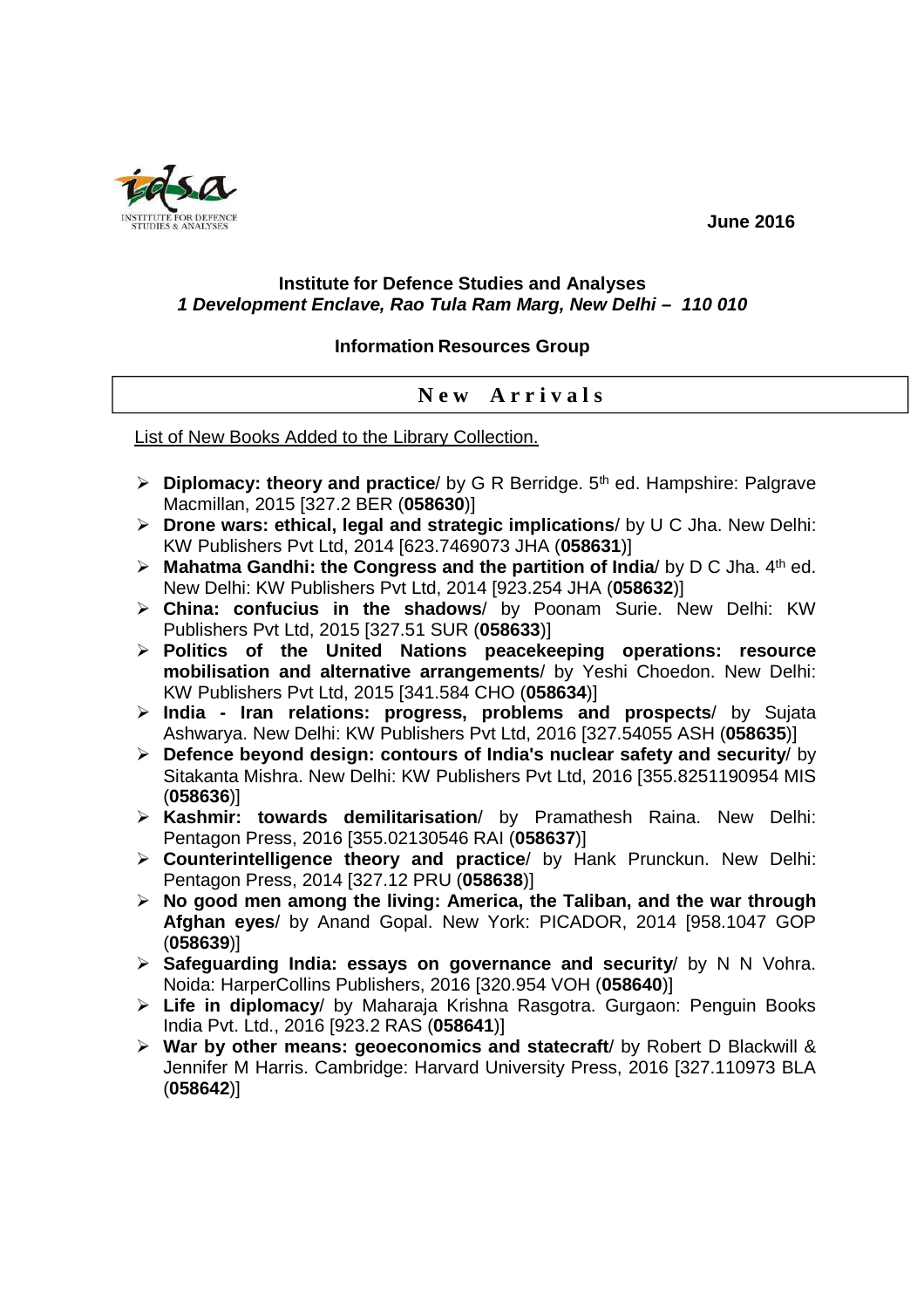June 2016

**Institute for Defence Studies and Analyses**
***1 Development Enclave, Rao Tula Ram Marg, New Delhi – 110 010***

**Information Resources Group**

## New Arrivals

List of New Books Added to the Library Collection.

- **Diplomacy: theory and practice**/ by G R Berridge. 5th ed. Hampshire: Palgrave Macmillan, 2015 [327.2 BER (**058630**)]
- **Drone wars: ethical, legal and strategic implications**/ by U C Jha. New Delhi: KW Publishers Pvt Ltd, 2014 [623.7469073 JHA (**058631**)]
- **Mahatma Gandhi: the Congress and the partition of India**/ by D C Jha. 4th ed. New Delhi: KW Publishers Pvt Ltd, 2014 [923.254 JHA (**058632**)]
- **China: confucius in the shadows**/ by Poonam Surie. New Delhi: KW Publishers Pvt Ltd, 2015 [327.51 SUR (**058633**)]
- **Politics of the United Nations peacekeeping operations: resource mobilisation and alternative arrangements**/ by Yeshi Choedon. New Delhi: KW Publishers Pvt Ltd, 2015 [341.584 CHO (**058634**)]
- **India - Iran relations: progress, problems and prospects**/ by Sujata Ashwarya. New Delhi: KW Publishers Pvt Ltd, 2016 [327.54055 ASH (**058635**)]
- **Defence beyond design: contours of India's nuclear safety and security**/ by Sitakanta Mishra. New Delhi: KW Publishers Pvt Ltd, 2016 [355.8251190954 MIS (**058636**)]
- **Kashmir: towards demilitarisation**/ by Pramathesh Raina. New Delhi: Pentagon Press, 2016 [355.02130546 RAI (**058637**)]
- **Counterintelligence theory and practice**/ by Hank Prunckun. New Delhi: Pentagon Press, 2014 [327.12 PRU (**058638**)]
- **No good men among the living: America, the Taliban, and the war through Afghan eyes**/ by Anand Gopal. New York: PICADOR, 2014 [958.1047 GOP (**058639**)]
- **Safeguarding India: essays on governance and security**/ by N N Vohra. Noida: HarperCollins Publishers, 2016 [320.954 VOH (**058640**)]
- **Life in diplomacy**/ by Maharaja Krishna Rasgotra. Gurgaon: Penguin Books India Pvt. Ltd., 2016 [923.2 RAS (**058641**)]
- **War by other means: geoeconomics and statecraft**/ by Robert D Blackwill & Jennifer M Harris. Cambridge: Harvard University Press, 2016 [327.110973 BLA (**058642**)]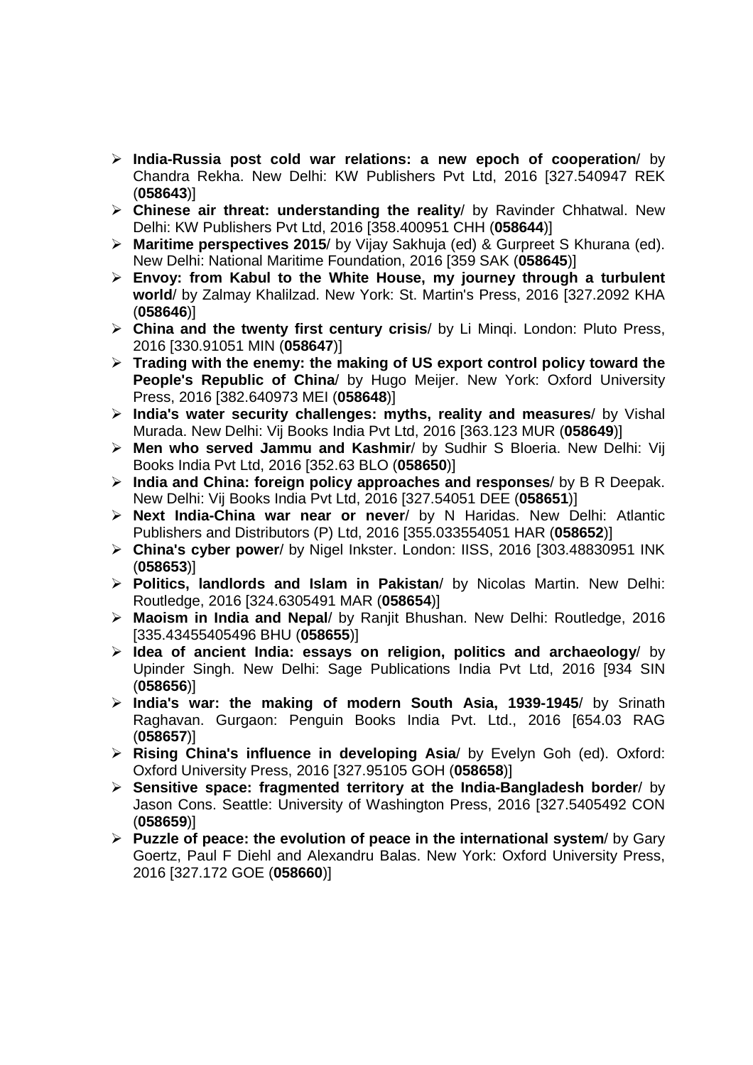- **India-Russia post cold war relations: a new epoch of cooperation**/ by Chandra Rekha. New Delhi: KW Publishers Pvt Ltd, 2016 [327.540947 REK (**058643**)]
- **Chinese air threat: understanding the reality**/ by Ravinder Chhatwal. New Delhi: KW Publishers Pvt Ltd, 2016 [358.400951 CHH (**058644**)]
- **Maritime perspectives 2015**/ by Vijay Sakhuja (ed) & Gurpreet S Khurana (ed). New Delhi: National Maritime Foundation, 2016 [359 SAK (**058645**)]
- **Envoy: from Kabul to the White House, my journey through a turbulent world**/ by Zalmay Khalilzad. New York: St. Martin's Press, 2016 [327.2092 KHA (**058646**)]
- **China and the twenty first century crisis**/ by Li Minqi. London: Pluto Press, 2016 [330.91051 MIN (**058647**)]
- **Trading with the enemy: the making of US export control policy toward the People's Republic of China**/ by Hugo Meijer. New York: Oxford University Press, 2016 [382.640973 MEI (**058648**)]
- **India's water security challenges: myths, reality and measures**/ by Vishal Murada. New Delhi: Vij Books India Pvt Ltd, 2016 [363.123 MUR (**058649**)]
- **Men who served Jammu and Kashmir**/ by Sudhir S Bloeria. New Delhi: Vij Books India Pvt Ltd, 2016 [352.63 BLO (**058650**)]
- **India and China: foreign policy approaches and responses**/ by B R Deepak. New Delhi: Vij Books India Pvt Ltd, 2016 [327.54051 DEE (**058651**)]
- **Next India-China war near or never**/ by N Haridas. New Delhi: Atlantic Publishers and Distributors (P) Ltd, 2016 [355.033554051 HAR (**058652**)]
- **China's cyber power**/ by Nigel Inkster. London: IISS, 2016 [303.48830951 INK (**058653**)]
- **Politics, landlords and Islam in Pakistan**/ by Nicolas Martin. New Delhi: Routledge, 2016 [324.6305491 MAR (**058654**)]
- **Maoism in India and Nepal**/ by Ranjit Bhushan. New Delhi: Routledge, 2016 [335.43455405496 BHU (**058655**)]
- **Idea of ancient India: essays on religion, politics and archaeology**/ by Upinder Singh. New Delhi: Sage Publications India Pvt Ltd, 2016 [934 SIN (**058656**)]
- **India's war: the making of modern South Asia, 1939-1945**/ by Srinath Raghavan. Gurgaon: Penguin Books India Pvt. Ltd., 2016 [654.03 RAG (**058657**)]
- **Rising China's influence in developing Asia**/ by Evelyn Goh (ed). Oxford: Oxford University Press, 2016 [327.95105 GOH (**058658**)]
- **Sensitive space: fragmented territory at the India-Bangladesh border**/ by Jason Cons. Seattle: University of Washington Press, 2016 [327.5405492 CON (**058659**)]
- **Puzzle of peace: the evolution of peace in the international system**/ by Gary Goertz, Paul F Diehl and Alexandru Balas. New York: Oxford University Press, 2016 [327.172 GOE (**058660**)]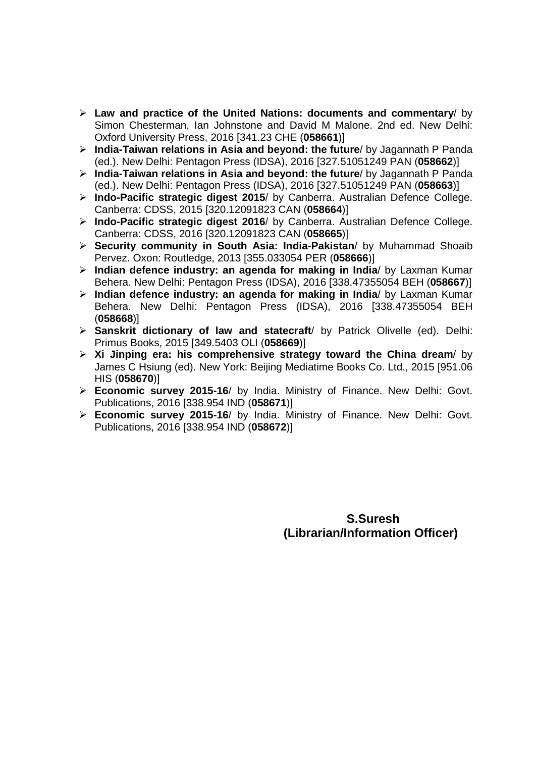- **Law and practice of the United Nations: documents and commentary**/ by Simon Chesterman, Ian Johnstone and David M Malone. 2nd ed. New Delhi: Oxford University Press, 2016 [341.23 CHE (**058661**)]
- **India-Taiwan relations in Asia and beyond: the future**/ by Jagannath P Panda (ed.). New Delhi: Pentagon Press (IDSA), 2016 [327.51051249 PAN (**058662**)]
- **India-Taiwan relations in Asia and beyond: the future**/ by Jagannath P Panda (ed.). New Delhi: Pentagon Press (IDSA), 2016 [327.51051249 PAN (**058663**)]
- **Indo-Pacific strategic digest 2015**/ by Canberra. Australian Defence College. Canberra: CDSS, 2015 [320.12091823 CAN (**058664**)]
- **Indo-Pacific strategic digest 2016**/ by Canberra. Australian Defence College. Canberra: CDSS, 2016 [320.12091823 CAN (**058665**)]
- **Security community in South Asia: India-Pakistan**/ by Muhammad Shoaib Pervez. Oxon: Routledge, 2013 [355.033054 PER (**058666**)]
- **Indian defence industry: an agenda for making in India**/ by Laxman Kumar Behera. New Delhi: Pentagon Press (IDSA), 2016 [338.47355054 BEH (**058667**)]
- **Indian defence industry: an agenda for making in India**/ by Laxman Kumar Behera. New Delhi: Pentagon Press (IDSA), 2016 [338.47355054 BEH (**058668**)]
- **Sanskrit dictionary of law and statecraft**/ by Patrick Olivelle (ed). Delhi: Primus Books, 2015 [349.5403 OLI (**058669**)]
- **Xi Jinping era: his comprehensive strategy toward the China dream**/ by James C Hsiung (ed). New York: Beijing Mediatime Books Co. Ltd., 2015 [951.06 HIS (**058670**)]
- **Economic survey 2015-16**/ by India. Ministry of Finance. New Delhi: Govt. Publications, 2016 [338.954 IND (**058671**)]
- **Economic survey 2015-16**/ by India. Ministry of Finance. New Delhi: Govt. Publications, 2016 [338.954 IND (**058672**)]

**S.Suresh**
**(Librarian/Information Officer)**